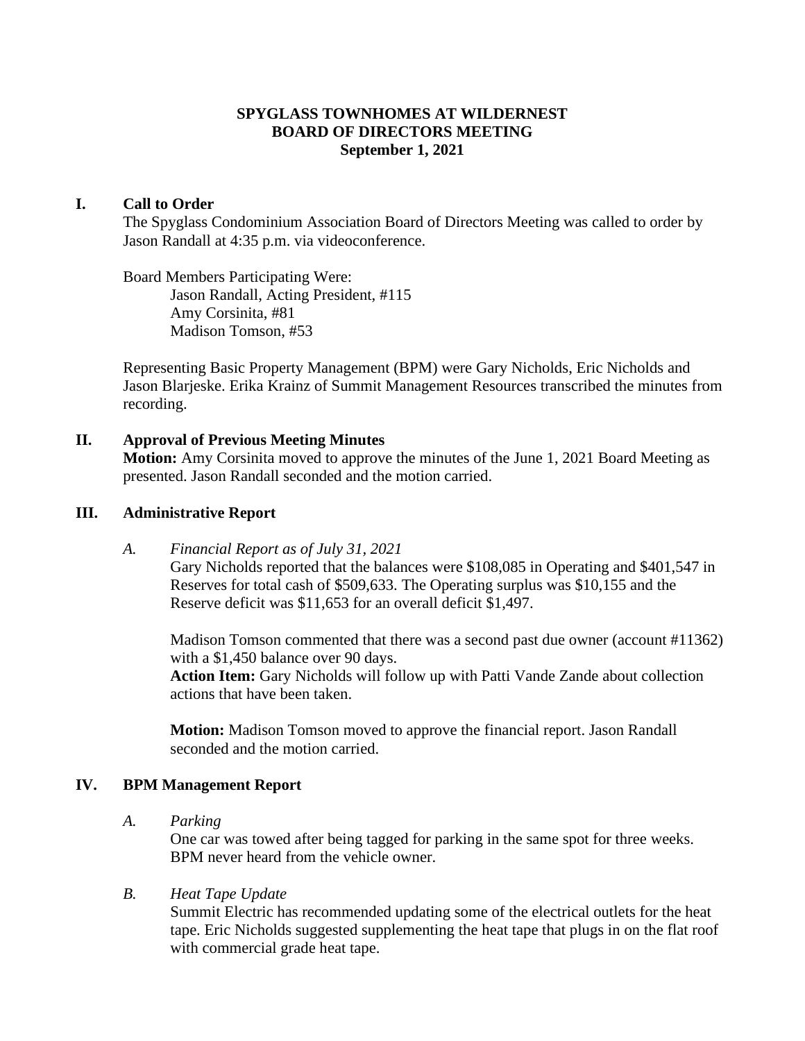# SPYGLASS TOWNHOMES AT WILDERNEST
# BOARD OF DIRECTORS MEETING
# September 1, 2021

## I. Call to Order

The Spyglass Condominium Association Board of Directors Meeting was called to order by Jason Randall at 4:35 p.m. via videoconference.

Board Members Participating Were:

Jason Randall, Acting President, #115
Amy Corsinita, #81
Madison Tomson, #53

Representing Basic Property Management (BPM) were Gary Nicholds, Eric Nicholds and Jason Blarjeske. Erika Krainz of Summit Management Resources transcribed the minutes from recording.

## II. Approval of Previous Meeting Minutes

**Motion:** Amy Corsinita moved to approve the minutes of the June 1, 2021 Board Meeting as presented. Jason Randall seconded and the motion carried.

## III. Administrative Report

### A. *Financial Report as of July 31, 2021*

Gary Nicholds reported that the balances were $108,085 in Operating and $401,547 in Reserves for total cash of $509,633. The Operating surplus was $10,155 and the Reserve deficit was $11,653 for an overall deficit $1,497.

Madison Tomson commented that there was a second past due owner (account #11362) with a $1,450 balance over 90 days.

**Action Item:** Gary Nicholds will follow up with Patti Vande Zande about collection actions that have been taken.

**Motion:** Madison Tomson moved to approve the financial report. Jason Randall seconded and the motion carried.

## IV. BPM Management Report

### A. *Parking*

One car was towed after being tagged for parking in the same spot for three weeks. BPM never heard from the vehicle owner.

### B. *Heat Tape Update*

Summit Electric has recommended updating some of the electrical outlets for the heat tape. Eric Nicholds suggested supplementing the heat tape that plugs in on the flat roof with commercial grade heat tape.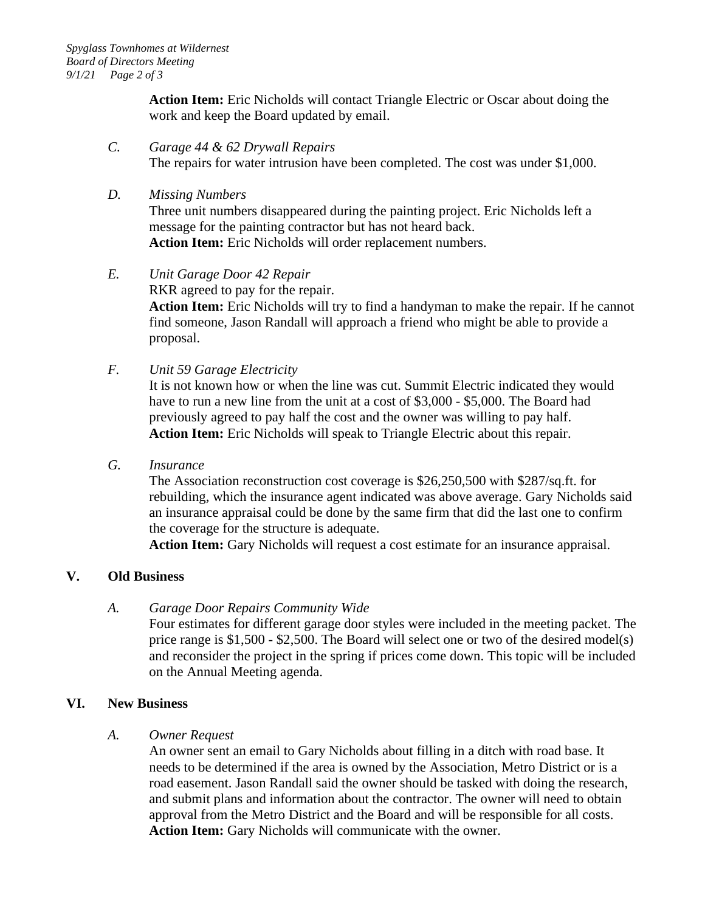**Action Item:** Eric Nicholds will contact Triangle Electric or Oscar about doing the work and keep the Board updated by email.

C. *Garage 44 & 62 Drywall Repairs*
The repairs for water intrusion have been completed. The cost was under $1,000.

D. *Missing Numbers*
Three unit numbers disappeared during the painting project. Eric Nicholds left a message for the painting contractor but has not heard back.
**Action Item:** Eric Nicholds will order replacement numbers.

E. *Unit Garage Door 42 Repair*
RKR agreed to pay for the repair.
**Action Item:** Eric Nicholds will try to find a handyman to make the repair. If he cannot find someone, Jason Randall will approach a friend who might be able to provide a proposal.

F. *Unit 59 Garage Electricity*
It is not known how or when the line was cut. Summit Electric indicated they would have to run a new line from the unit at a cost of $3,000 - $5,000. The Board had previously agreed to pay half the cost and the owner was willing to pay half.
**Action Item:** Eric Nicholds will speak to Triangle Electric about this repair.

G. *Insurance*
The Association reconstruction cost coverage is $26,250,500 with $287/sq.ft. for rebuilding, which the insurance agent indicated was above average. Gary Nicholds said an insurance appraisal could be done by the same firm that did the last one to confirm the coverage for the structure is adequate.
**Action Item:** Gary Nicholds will request a cost estimate for an insurance appraisal.

## V. Old Business

A. *Garage Door Repairs Community Wide*
Four estimates for different garage door styles were included in the meeting packet. The price range is $1,500 - $2,500. The Board will select one or two of the desired model(s) and reconsider the project in the spring if prices come down. This topic will be included on the Annual Meeting agenda.

## VI. New Business

A. *Owner Request*
An owner sent an email to Gary Nicholds about filling in a ditch with road base. It needs to be determined if the area is owned by the Association, Metro District or is a road easement. Jason Randall said the owner should be tasked with doing the research, and submit plans and information about the contractor. The owner will need to obtain approval from the Metro District and the Board and will be responsible for all costs.
**Action Item:** Gary Nicholds will communicate with the owner.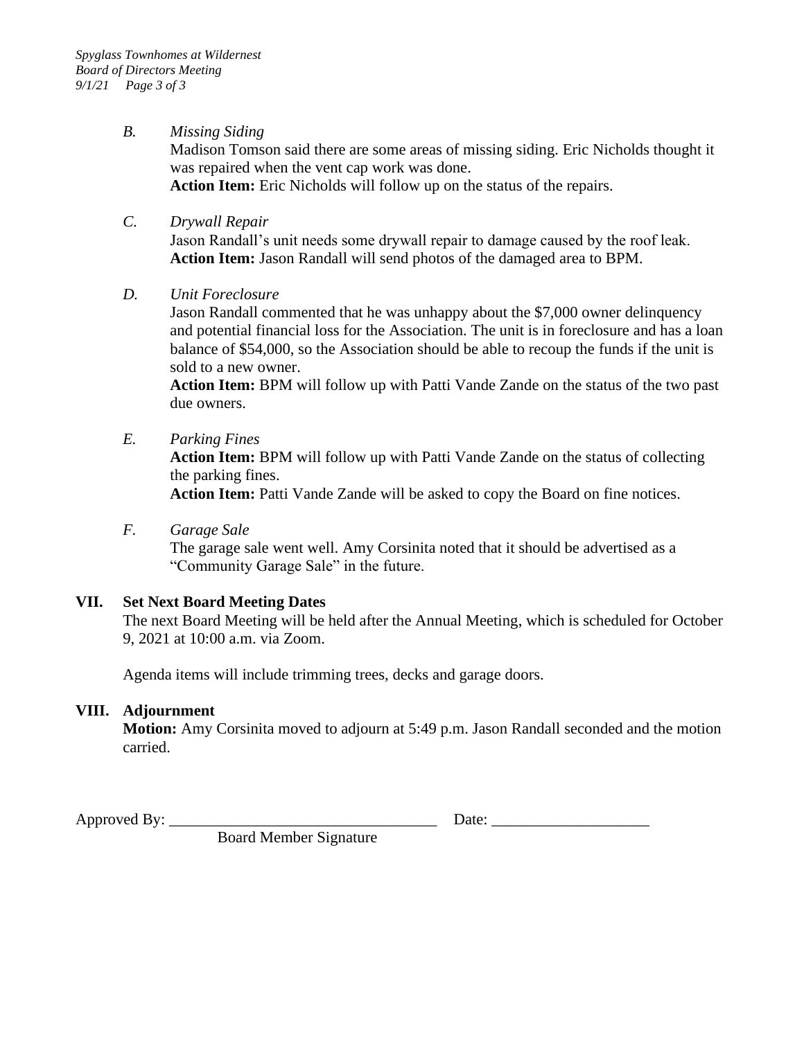*B. Missing Siding*

Madison Tomson said there are some areas of missing siding. Eric Nicholds thought it was repaired when the vent cap work was done.

**Action Item:** Eric Nicholds will follow up on the status of the repairs.

*C. Drywall Repair*

Jason Randall's unit needs some drywall repair to damage caused by the roof leak.

**Action Item:** Jason Randall will send photos of the damaged area to BPM.

*D. Unit Foreclosure*

Jason Randall commented that he was unhappy about the $7,000 owner delinquency and potential financial loss for the Association. The unit is in foreclosure and has a loan balance of $54,000, so the Association should be able to recoup the funds if the unit is sold to a new owner.

**Action Item:** BPM will follow up with Patti Vande Zande on the status of the two past due owners.

*E. Parking Fines*

**Action Item:** BPM will follow up with Patti Vande Zande on the status of collecting the parking fines.

**Action Item:** Patti Vande Zande will be asked to copy the Board on fine notices.

*F. Garage Sale*

The garage sale went well. Amy Corsinita noted that it should be advertised as a "Community Garage Sale" in the future.

## VII. Set Next Board Meeting Dates

The next Board Meeting will be held after the Annual Meeting, which is scheduled for October 9, 2021 at 10:00 a.m. via Zoom.

Agenda items will include trimming trees, decks and garage doors.

## VIII. Adjournment

**Motion:** Amy Corsinita moved to adjourn at 5:49 p.m. Jason Randall seconded and the motion carried.

Approved By: ___________________________________ Date: ____________________

Board Member Signature